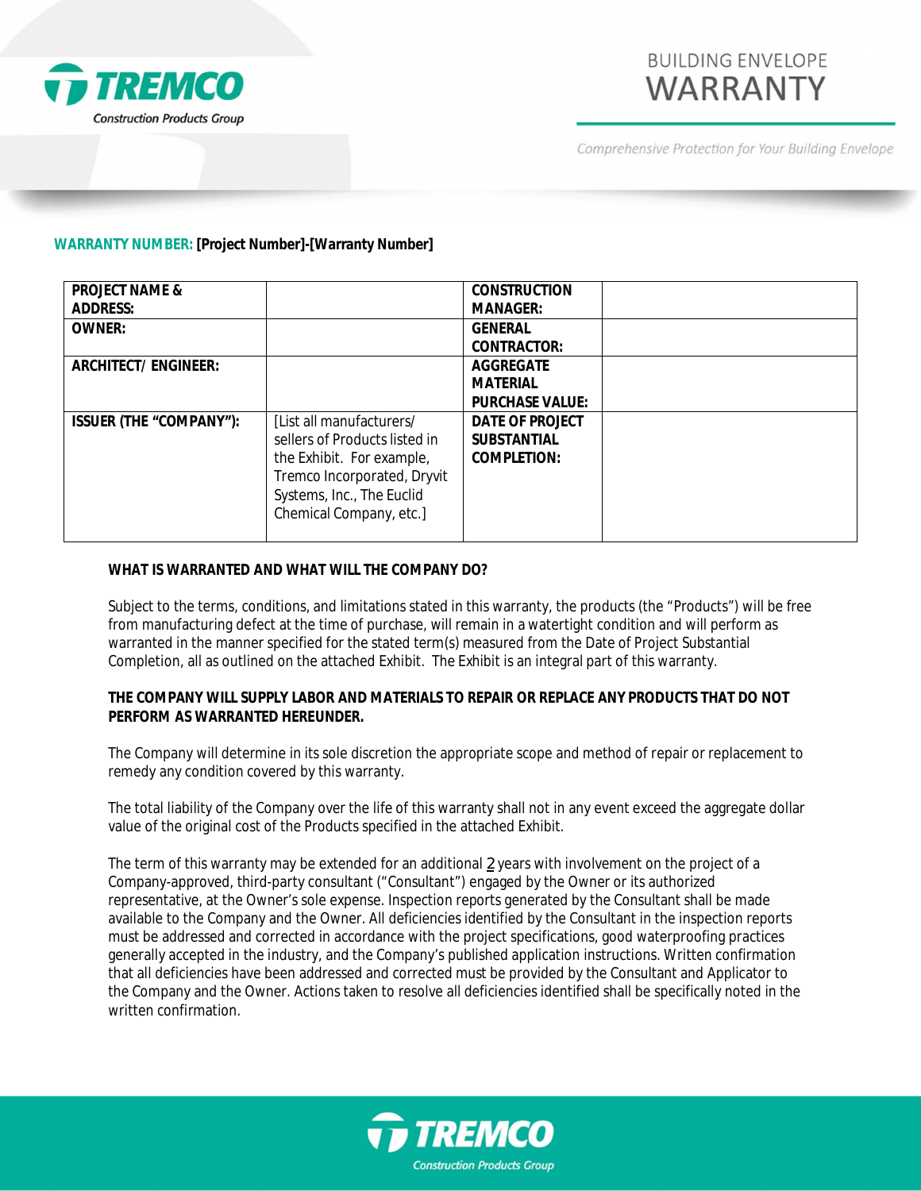# BUILDING ENVELOPE WARRANTY

*Comprehensive Protection for Your Building Envelope*

**WARRANTY NUMBER: [Project Number]-[Warranty Number]**

| **PROJECT NAME & ADDRESS:** | | **CONSTRUCTION MANAGER:** | |
|---|---|---|---|
| **OWNER:** | | **GENERAL CONTRACTOR:** | |
| **ARCHITECT/ ENGINEER:** | | **AGGREGATE MATERIAL PURCHASE VALUE:** | |
| **ISSUER (THE "COMPANY"):** | [List all manufacturers/ sellers of Products listed in the Exhibit. For example, Tremco Incorporated, Dryvit Systems, Inc., The Euclid Chemical Company, etc.] | **DATE OF PROJECT SUBSTANTIAL COMPLETION:** | |

**WHAT IS WARRANTED AND WHAT WILL THE COMPANY DO?**

Subject to the terms, conditions, and limitations stated in this warranty, the products (the "Products") will be free from manufacturing defect at the time of purchase, will remain in a watertight condition and will perform as warranted in the manner specified for the stated term(s) measured from the Date of Project Substantial Completion, all as outlined on the attached Exhibit. The Exhibit is an integral part of this warranty.

**THE COMPANY WILL SUPPLY LABOR AND MATERIALS TO REPAIR OR REPLACE ANY PRODUCTS THAT DO NOT PERFORM AS WARRANTED HEREUNDER.**

The Company will determine in its sole discretion the appropriate scope and method of repair or replacement to remedy any condition covered by this warranty.

The total liability of the Company over the life of this warranty shall not in any event exceed the aggregate dollar value of the original cost of the Products specified in the attached Exhibit.

The term of this warranty may be extended for an additional 2 years with involvement on the project of a Company-approved, third-party consultant ("Consultant") engaged by the Owner or its authorized representative, at the Owner's sole expense. Inspection reports generated by the Consultant shall be made available to the Company and the Owner. All deficiencies identified by the Consultant in the inspection reports must be addressed and corrected in accordance with the project specifications, good waterproofing practices generally accepted in the industry, and the Company's published application instructions. Written confirmation that all deficiencies have been addressed and corrected must be provided by the Consultant and Applicator to the Company and the Owner. Actions taken to resolve all deficiencies identified shall be specifically noted in the written confirmation.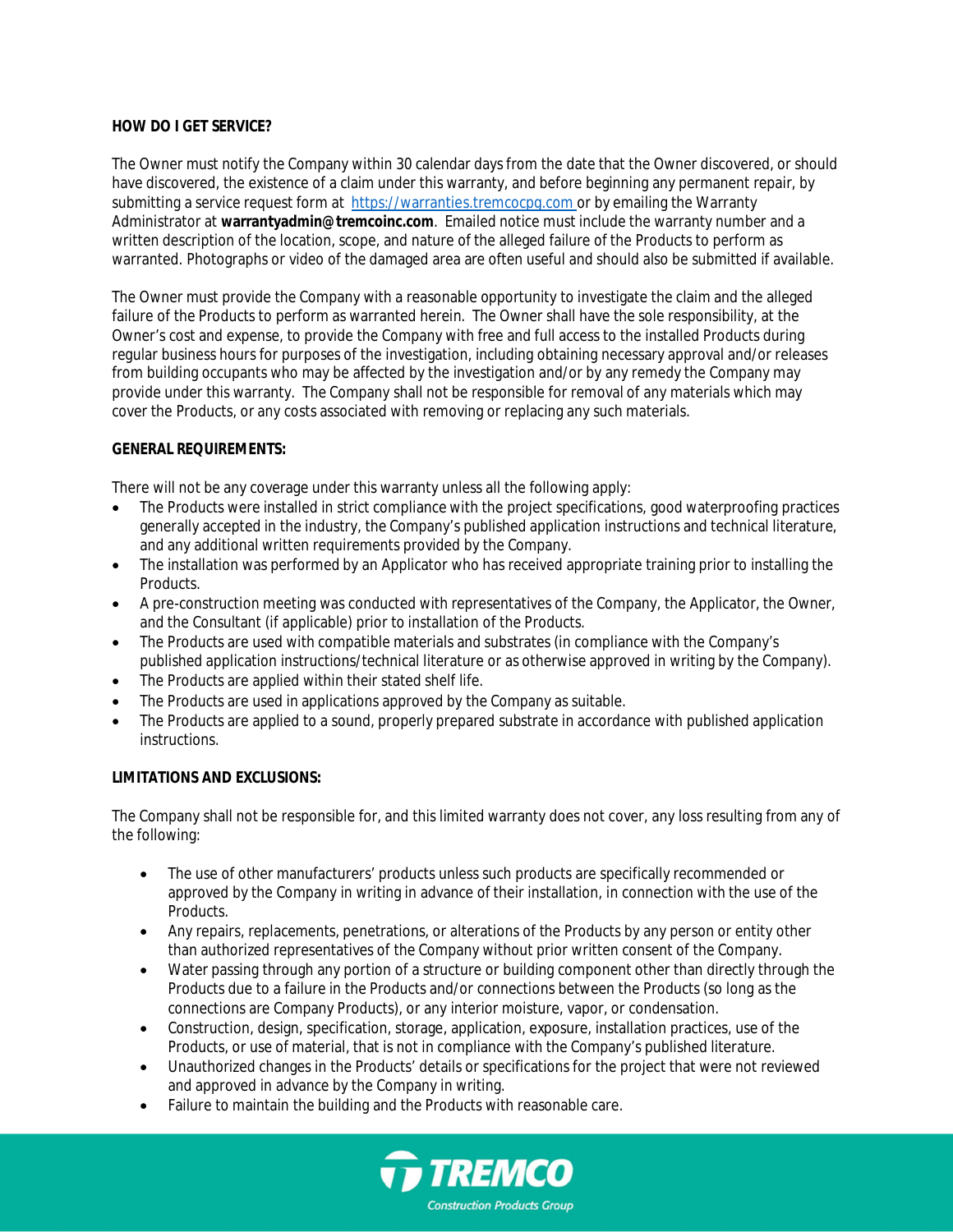**HOW DO I GET SERVICE?**

The Owner must notify the Company within 30 calendar days from the date that the Owner discovered, or should have discovered, the existence of a claim under this warranty, and before beginning any permanent repair, by submitting a service request form at [https://warranties.tremcocpg.com](https://warranties.tremcocpg.com) or by emailing the Warranty Administrator at **warrantyadmin@tremcoinc.com**. Emailed notice must include the warranty number and a written description of the location, scope, and nature of the alleged failure of the Products to perform as warranted. Photographs or video of the damaged area are often useful and should also be submitted if available.

The Owner must provide the Company with a reasonable opportunity to investigate the claim and the alleged failure of the Products to perform as warranted herein. The Owner shall have the sole responsibility, at the Owner's cost and expense, to provide the Company with free and full access to the installed Products during regular business hours for purposes of the investigation, including obtaining necessary approval and/or releases from building occupants who may be affected by the investigation and/or by any remedy the Company may provide under this warranty. The Company shall not be responsible for removal of any materials which may cover the Products, or any costs associated with removing or replacing any such materials.

**GENERAL REQUIREMENTS:**

There will not be any coverage under this warranty unless all the following apply:

- The Products were installed in strict compliance with the project specifications, good waterproofing practices generally accepted in the industry, the Company's published application instructions and technical literature, and any additional written requirements provided by the Company.
- The installation was performed by an Applicator who has received appropriate training prior to installing the Products.
- A pre-construction meeting was conducted with representatives of the Company, the Applicator, the Owner, and the Consultant (if applicable) prior to installation of the Products.
- The Products are used with compatible materials and substrates (in compliance with the Company's published application instructions/technical literature or as otherwise approved in writing by the Company).
- The Products are applied within their stated shelf life.
- The Products are used in applications approved by the Company as suitable.
- The Products are applied to a sound, properly prepared substrate in accordance with published application instructions.

**LIMITATIONS AND EXCLUSIONS:**

The Company shall not be responsible for, and this limited warranty does not cover, any loss resulting from any of the following:

- The use of other manufacturers' products unless such products are specifically recommended or approved by the Company in writing in advance of their installation, in connection with the use of the Products.
- Any repairs, replacements, penetrations, or alterations of the Products by any person or entity other than authorized representatives of the Company without prior written consent of the Company.
- Water passing through any portion of a structure or building component other than directly through the Products due to a failure in the Products and/or connections between the Products (so long as the connections are Company Products), or any interior moisture, vapor, or condensation.
- Construction, design, specification, storage, application, exposure, installation practices, use of the Products, or use of material, that is not in compliance with the Company's published literature.
- Unauthorized changes in the Products' details or specifications for the project that were not reviewed and approved in advance by the Company in writing.
- Failure to maintain the building and the Products with reasonable care.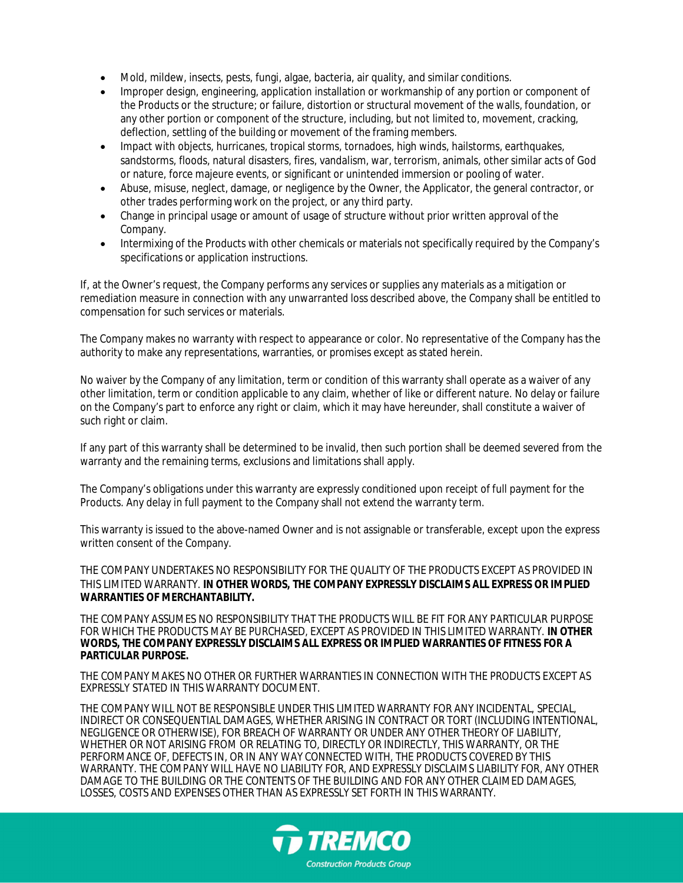- Mold, mildew, insects, pests, fungi, algae, bacteria, air quality, and similar conditions.
- Improper design, engineering, application installation or workmanship of any portion or component of the Products or the structure; or failure, distortion or structural movement of the walls, foundation, or any other portion or component of the structure, including, but not limited to, movement, cracking, deflection, settling of the building or movement of the framing members.
- Impact with objects, hurricanes, tropical storms, tornadoes, high winds, hailstorms, earthquakes, sandstorms, floods, natural disasters, fires, vandalism, war, terrorism, animals, other similar acts of God or nature, force majeure events, or significant or unintended immersion or pooling of water.
- Abuse, misuse, neglect, damage, or negligence by the Owner, the Applicator, the general contractor, or other trades performing work on the project, or any third party.
- Change in principal usage or amount of usage of structure without prior written approval of the Company.
- Intermixing of the Products with other chemicals or materials not specifically required by the Company's specifications or application instructions.

If, at the Owner's request, the Company performs any services or supplies any materials as a mitigation or remediation measure in connection with any unwarranted loss described above, the Company shall be entitled to compensation for such services or materials.

The Company makes no warranty with respect to appearance or color. No representative of the Company has the authority to make any representations, warranties, or promises except as stated herein.

No waiver by the Company of any limitation, term or condition of this warranty shall operate as a waiver of any other limitation, term or condition applicable to any claim, whether of like or different nature. No delay or failure on the Company's part to enforce any right or claim, which it may have hereunder, shall constitute a waiver of such right or claim.

If any part of this warranty shall be determined to be invalid, then such portion shall be deemed severed from the warranty and the remaining terms, exclusions and limitations shall apply.

The Company's obligations under this warranty are expressly conditioned upon receipt of full payment for the Products. Any delay in full payment to the Company shall not extend the warranty term.

This warranty is issued to the above-named Owner and is not assignable or transferable, except upon the express written consent of the Company.

THE COMPANY UNDERTAKES NO RESPONSIBILITY FOR THE QUALITY OF THE PRODUCTS EXCEPT AS PROVIDED IN THIS LIMITED WARRANTY. **IN OTHER WORDS, THE COMPANY EXPRESSLY DISCLAIMS ALL EXPRESS OR IMPLIED WARRANTIES OF MERCHANTABILITY.**

THE COMPANY ASSUMES NO RESPONSIBILITY THAT THE PRODUCTS WILL BE FIT FOR ANY PARTICULAR PURPOSE FOR WHICH THE PRODUCTS MAY BE PURCHASED, EXCEPT AS PROVIDED IN THIS LIMITED WARRANTY. **IN OTHER WORDS, THE COMPANY EXPRESSLY DISCLAIMS ALL EXPRESS OR IMPLIED WARRANTIES OF FITNESS FOR A PARTICULAR PURPOSE.**

THE COMPANY MAKES NO OTHER OR FURTHER WARRANTIES IN CONNECTION WITH THE PRODUCTS EXCEPT AS EXPRESSLY STATED IN THIS WARRANTY DOCUMENT.

THE COMPANY WILL NOT BE RESPONSIBLE UNDER THIS LIMITED WARRANTY FOR ANY INCIDENTAL, SPECIAL, INDIRECT OR CONSEQUENTIAL DAMAGES, WHETHER ARISING IN CONTRACT OR TORT (INCLUDING INTENTIONAL, NEGLIGENCE OR OTHERWISE), FOR BREACH OF WARRANTY OR UNDER ANY OTHER THEORY OF LIABILITY, WHETHER OR NOT ARISING FROM OR RELATING TO, DIRECTLY OR INDIRECTLY, THIS WARRANTY, OR THE PERFORMANCE OF, DEFECTS IN, OR IN ANY WAY CONNECTED WITH, THE PRODUCTS COVERED BY THIS WARRANTY. THE COMPANY WILL HAVE NO LIABILITY FOR, AND EXPRESSLY DISCLAIMS LIABILITY FOR, ANY OTHER DAMAGE TO THE BUILDING OR THE CONTENTS OF THE BUILDING AND FOR ANY OTHER CLAIMED DAMAGES, LOSSES, COSTS AND EXPENSES OTHER THAN AS EXPRESSLY SET FORTH IN THIS WARRANTY.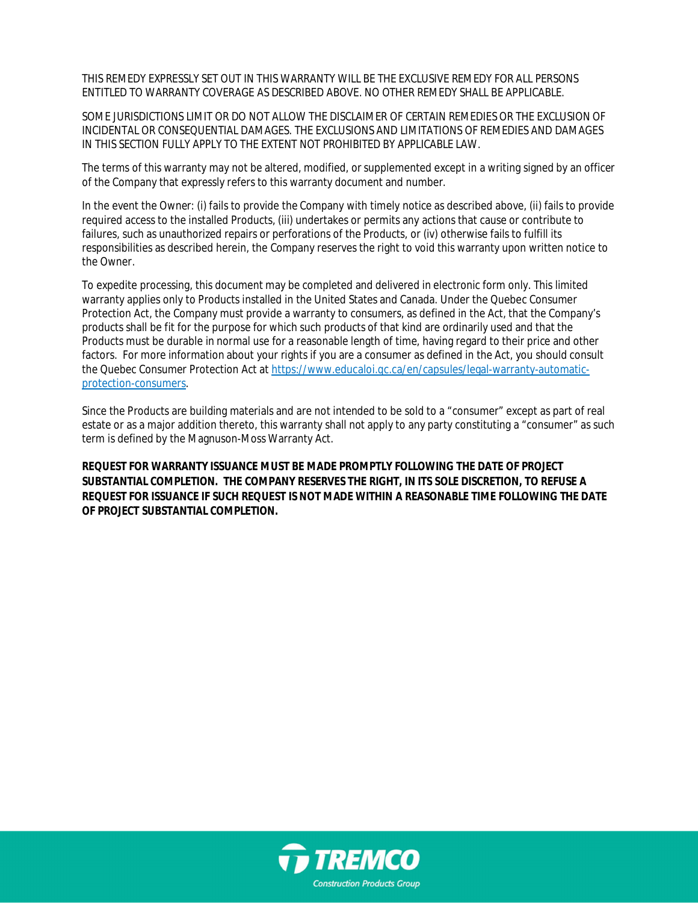THIS REMEDY EXPRESSLY SET OUT IN THIS WARRANTY WILL BE THE EXCLUSIVE REMEDY FOR ALL PERSONS ENTITLED TO WARRANTY COVERAGE AS DESCRIBED ABOVE. NO OTHER REMEDY SHALL BE APPLICABLE.

SOME JURISDICTIONS LIMIT OR DO NOT ALLOW THE DISCLAIMER OF CERTAIN REMEDIES OR THE EXCLUSION OF INCIDENTAL OR CONSEQUENTIAL DAMAGES. THE EXCLUSIONS AND LIMITATIONS OF REMEDIES AND DAMAGES IN THIS SECTION FULLY APPLY TO THE EXTENT NOT PROHIBITED BY APPLICABLE LAW.

The terms of this warranty may not be altered, modified, or supplemented except in a writing signed by an officer of the Company that expressly refers to this warranty document and number.

In the event the Owner: (i) fails to provide the Company with timely notice as described above, (ii) fails to provide required access to the installed Products, (iii) undertakes or permits any actions that cause or contribute to failures, such as unauthorized repairs or perforations of the Products, or (iv) otherwise fails to fulfill its responsibilities as described herein, the Company reserves the right to void this warranty upon written notice to the Owner.

To expedite processing, this document may be completed and delivered in electronic form only. This limited warranty applies only to Products installed in the United States and Canada. Under the Quebec Consumer Protection Act, the Company must provide a warranty to consumers, as defined in the Act, that the Company's products shall be fit for the purpose for which such products of that kind are ordinarily used and that the Products must be durable in normal use for a reasonable length of time, having regard to their price and other factors. For more information about your rights if you are a consumer as defined in the Act, you should consult the Quebec Consumer Protection Act at [https://www.educaloi.qc.ca/en/capsules/legal-warranty-automatic-protection-consumers](https://www.educaloi.qc.ca/en/capsules/legal-warranty-automatic-protection-consumers).

Since the Products are building materials and are not intended to be sold to a "consumer" except as part of real estate or as a major addition thereto, this warranty shall not apply to any party constituting a "consumer" as such term is defined by the Magnuson-Moss Warranty Act.

**REQUEST FOR WARRANTY ISSUANCE MUST BE MADE PROMPTLY FOLLOWING THE DATE OF PROJECT SUBSTANTIAL COMPLETION. THE COMPANY RESERVES THE RIGHT, IN ITS SOLE DISCRETION, TO REFUSE A REQUEST FOR ISSUANCE IF SUCH REQUEST IS NOT MADE WITHIN A REASONABLE TIME FOLLOWING THE DATE OF PROJECT SUBSTANTIAL COMPLETION.**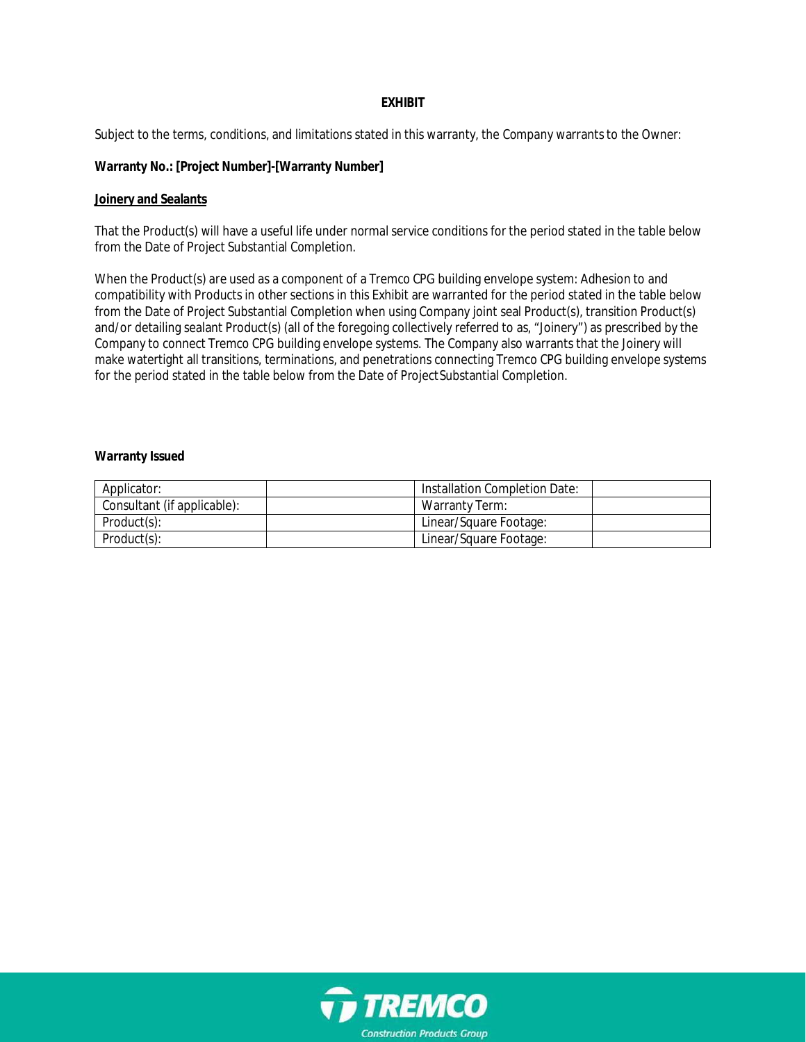**EXHIBIT**

Subject to the terms, conditions, and limitations stated in this warranty, the Company warrants to the Owner:

**Warranty No.: [Project Number]-[Warranty Number]**

**Joinery and Sealants**

That the Product(s) will have a useful life under normal service conditions for the period stated in the table below from the Date of Project Substantial Completion.

When the Product(s) are used as a component of a Tremco CPG building envelope system: Adhesion to and compatibility with Products in other sections in this Exhibit are warranted for the period stated in the table below from the Date of Project Substantial Completion when using Company joint seal Product(s), transition Product(s) and/or detailing sealant Product(s) (all of the foregoing collectively referred to as, "Joinery") as prescribed by the Company to connect Tremco CPG building envelope systems. The Company also warrants that the Joinery will make watertight all transitions, terminations, and penetrations connecting Tremco CPG building envelope systems for the period stated in the table below from the Date of Project Substantial Completion.

**Warranty Issued**

| | | | |
|---|---|---|---|
| Applicator: | | Installation Completion Date: | |
| Consultant (if applicable): | | Warranty Term: | |
| Product(s): | | Linear/Square Footage: | |
| Product(s): | | Linear/Square Footage: | |